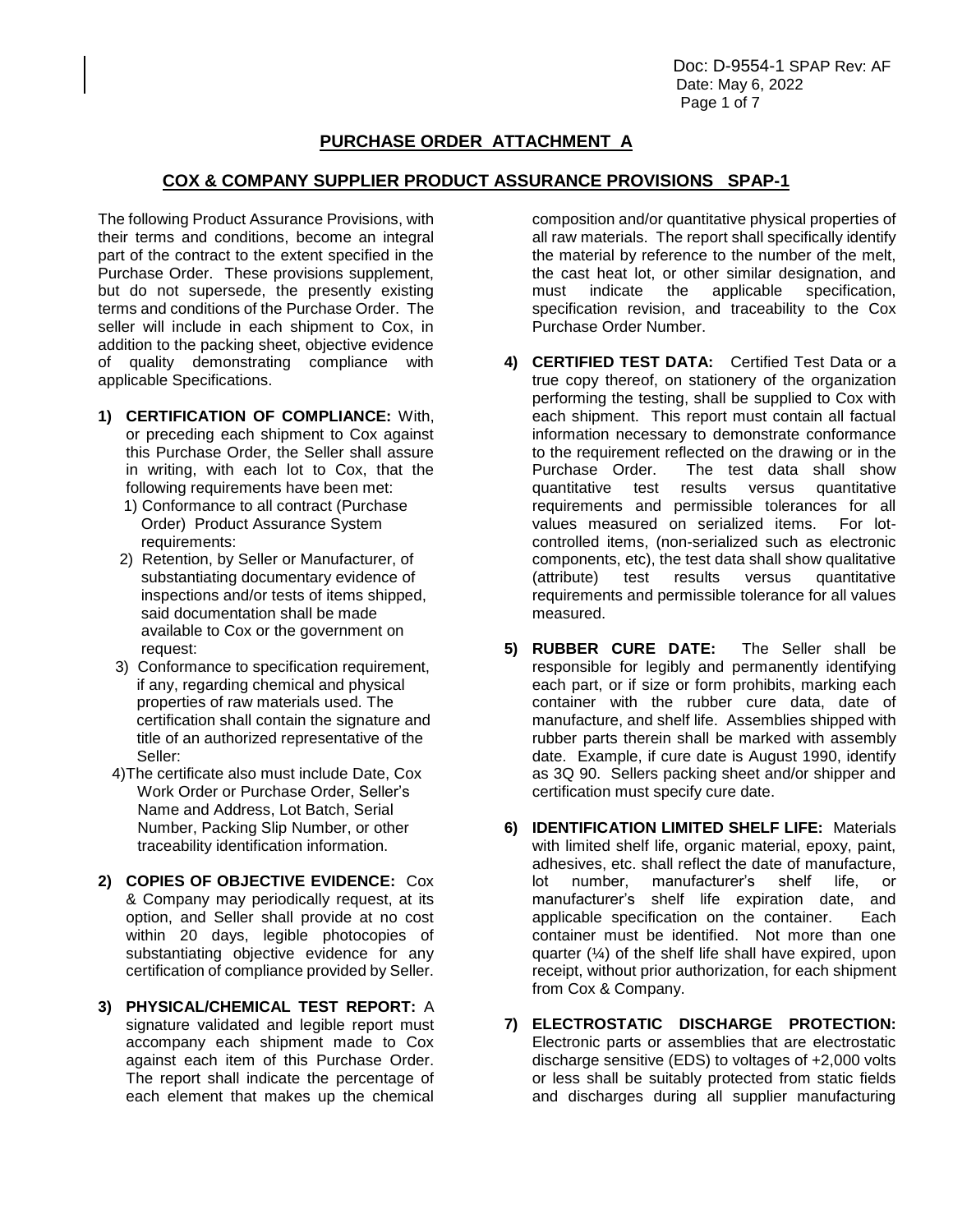## PURCHASE ORDER ATTACHMENT A

## COX & COMPANY SUPPLIER PRODUCT ASSURANCE PROVISIONS SPAP-1

The following Product Assurance Provisions, with their terms and conditions, become an integral part of the contract to the extent specified in the Purchase Order. These provisions supplement, but do not supersede, the presently existing terms and conditions of the Purchase Order. The seller will include in each shipment to Cox, in addition to the packing sheet, objective evidence of quality demonstrating compliance with applicable Specifications.

**1) CERTIFICATION OF COMPLIANCE:** With, or preceding each shipment to Cox against this Purchase Order, the Seller shall assure in writing, with each lot to Cox, that the following requirements have been met:

1) Conformance to all contract (Purchase Order) Product Assurance System requirements:

2) Retention, by Seller or Manufacturer, of substantiating documentary evidence of inspections and/or tests of items shipped, said documentation shall be made available to Cox or the government on request:

3) Conformance to specification requirement, if any, regarding chemical and physical properties of raw materials used. The certification shall contain the signature and title of an authorized representative of the Seller:

4) The certificate also must include Date, Cox Work Order or Purchase Order, Seller's Name and Address, Lot Batch, Serial Number, Packing Slip Number, or other traceability identification information.

**2) COPIES OF OBJECTIVE EVIDENCE:** Cox & Company may periodically request, at its option, and Seller shall provide at no cost within 20 days, legible photocopies of substantiating objective evidence for any certification of compliance provided by Seller.

**3) PHYSICAL/CHEMICAL TEST REPORT:** A signature validated and legible report must accompany each shipment made to Cox against each item of this Purchase Order. The report shall indicate the percentage of each element that makes up the chemical composition and/or quantitative physical properties of all raw materials. The report shall specifically identify the material by reference to the number of the melt, the cast heat lot, or other similar designation, and must indicate the applicable specification, specification revision, and traceability to the Cox Purchase Order Number.

**4) CERTIFIED TEST DATA:** Certified Test Data or a true copy thereof, on stationery of the organization performing the testing, shall be supplied to Cox with each shipment. This report must contain all factual information necessary to demonstrate conformance to the requirement reflected on the drawing or in the Purchase Order. The test data shall show quantitative test results versus quantitative requirements and permissible tolerances for all values measured on serialized items. For lot-controlled items, (non-serialized such as electronic components, etc), the test data shall show qualitative (attribute) test results versus quantitative requirements and permissible tolerance for all values measured.

**5) RUBBER CURE DATE:** The Seller shall be responsible for legibly and permanently identifying each part, or if size or form prohibits, marking each container with the rubber cure data, date of manufacture, and shelf life. Assemblies shipped with rubber parts therein shall be marked with assembly date. Example, if cure date is August 1990, identify as 3Q 90. Sellers packing sheet and/or shipper and certification must specify cure date.

**6) IDENTIFICATION LIMITED SHELF LIFE:** Materials with limited shelf life, organic material, epoxy, paint, adhesives, etc. shall reflect the date of manufacture, lot number, manufacturer's shelf life, or manufacturer's shelf life expiration date, and applicable specification on the container. Each container must be identified. Not more than one quarter (¼) of the shelf life shall have expired, upon receipt, without prior authorization, for each shipment from Cox & Company.

**7) ELECTROSTATIC DISCHARGE PROTECTION:** Electronic parts or assemblies that are electrostatic discharge sensitive (EDS) to voltages of +2,000 volts or less shall be suitably protected from static fields and discharges during all supplier manufacturing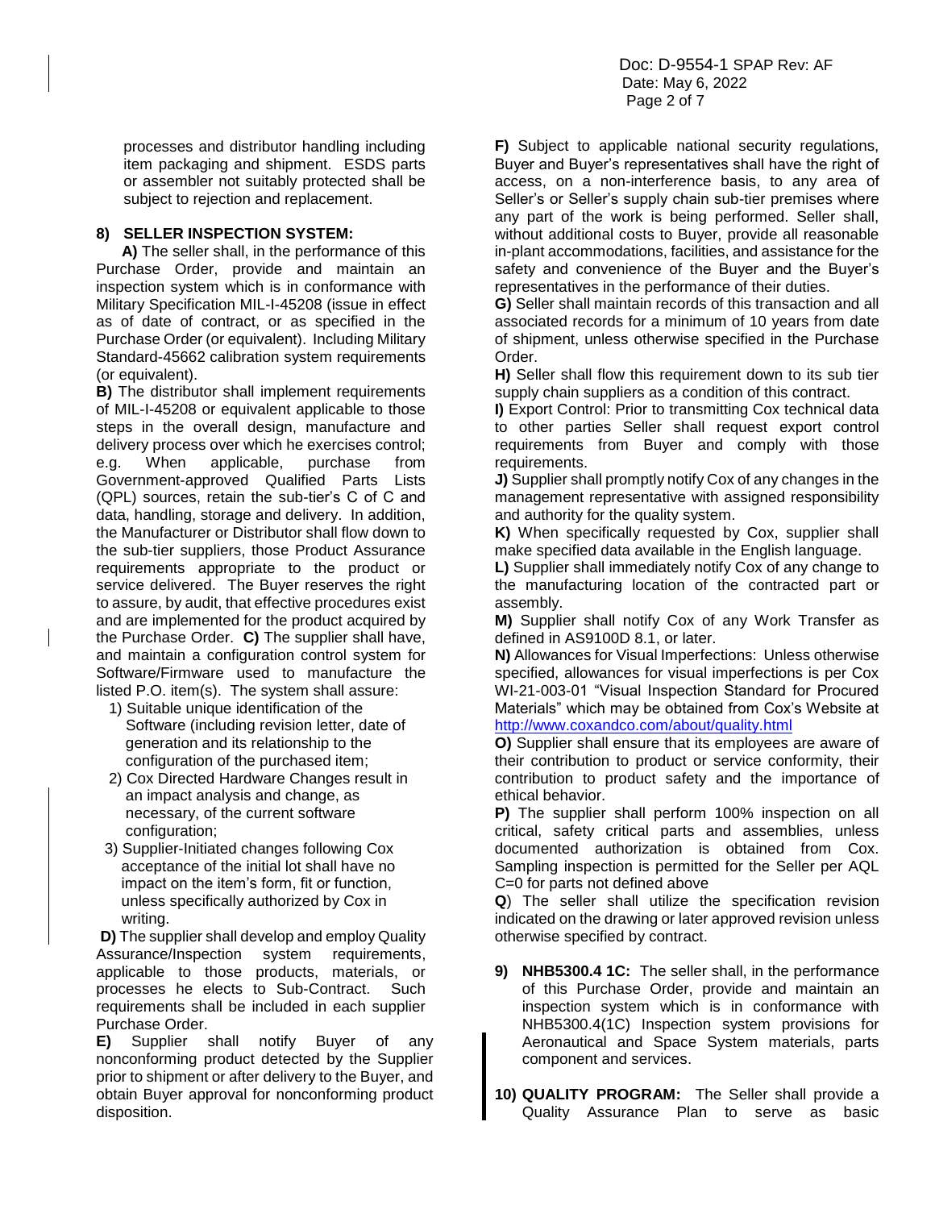processes and distributor handling including item packaging and shipment. ESDS parts or assembler not suitably protected shall be subject to rejection and replacement.

**8) SELLER INSPECTION SYSTEM:**

**A)** The seller shall, in the performance of this Purchase Order, provide and maintain an inspection system which is in conformance with Military Specification MIL-I-45208 (issue in effect as of date of contract, or as specified in the Purchase Order (or equivalent). Including Military Standard-45662 calibration system requirements (or equivalent).

**B)** The distributor shall implement requirements of MIL-I-45208 or equivalent applicable to those steps in the overall design, manufacture and delivery process over which he exercises control; e.g. When applicable, purchase from Government-approved Qualified Parts Lists (QPL) sources, retain the sub-tier's C of C and data, handling, storage and delivery. In addition, the Manufacturer or Distributor shall flow down to the sub-tier suppliers, those Product Assurance requirements appropriate to the product or service delivered. The Buyer reserves the right to assure, by audit, that effective procedures exist and are implemented for the product acquired by the Purchase Order. **C)** The supplier shall have, and maintain a configuration control system for Software/Firmware used to manufacture the listed P.O. item(s). The system shall assure:

1) Suitable unique identification of the Software (including revision letter, date of generation and its relationship to the configuration of the purchased item;
2) Cox Directed Hardware Changes result in an impact analysis and change, as necessary, of the current software configuration;
3) Supplier-Initiated changes following Cox acceptance of the initial lot shall have no impact on the item's form, fit or function, unless specifically authorized by Cox in writing.

**D)** The supplier shall develop and employ Quality Assurance/Inspection system requirements, applicable to those products, materials, or processes he elects to Sub-Contract. Such requirements shall be included in each supplier Purchase Order.

**E)** Supplier shall notify Buyer of any nonconforming product detected by the Supplier prior to shipment or after delivery to the Buyer, and obtain Buyer approval for nonconforming product disposition.

**F)** Subject to applicable national security regulations, Buyer and Buyer's representatives shall have the right of access, on a non-interference basis, to any area of Seller's or Seller's supply chain sub-tier premises where any part of the work is being performed. Seller shall, without additional costs to Buyer, provide all reasonable in-plant accommodations, facilities, and assistance for the safety and convenience of the Buyer and the Buyer's representatives in the performance of their duties.

**G)** Seller shall maintain records of this transaction and all associated records for a minimum of 10 years from date of shipment, unless otherwise specified in the Purchase Order.

**H)** Seller shall flow this requirement down to its sub tier supply chain suppliers as a condition of this contract.

**I)** Export Control: Prior to transmitting Cox technical data to other parties Seller shall request export control requirements from Buyer and comply with those requirements.

**J)** Supplier shall promptly notify Cox of any changes in the management representative with assigned responsibility and authority for the quality system.

**K)** When specifically requested by Cox, supplier shall make specified data available in the English language.

**L)** Supplier shall immediately notify Cox of any change to the manufacturing location of the contracted part or assembly.

**M)** Supplier shall notify Cox of any Work Transfer as defined in AS9100D 8.1, or later.

**N)** Allowances for Visual Imperfections: Unless otherwise specified, allowances for visual imperfections is per Cox WI-21-003-01 "Visual Inspection Standard for Procured Materials" which may be obtained from Cox's Website at http://www.coxandco.com/about/quality.html

**O)** Supplier shall ensure that its employees are aware of their contribution to product or service conformity, their contribution to product safety and the importance of ethical behavior.

**P)** The supplier shall perform 100% inspection on all critical, safety critical parts and assemblies, unless documented authorization is obtained from Cox. Sampling inspection is permitted for the Seller per AQL C=0 for parts not defined above

**Q**) The seller shall utilize the specification revision indicated on the drawing or later approved revision unless otherwise specified by contract.

**9) NHB5300.4 1C:** The seller shall, in the performance of this Purchase Order, provide and maintain an inspection system which is in conformance with NHB5300.4(1C) Inspection system provisions for Aeronautical and Space System materials, parts component and services.

**10) QUALITY PROGRAM:** The Seller shall provide a Quality Assurance Plan to serve as basic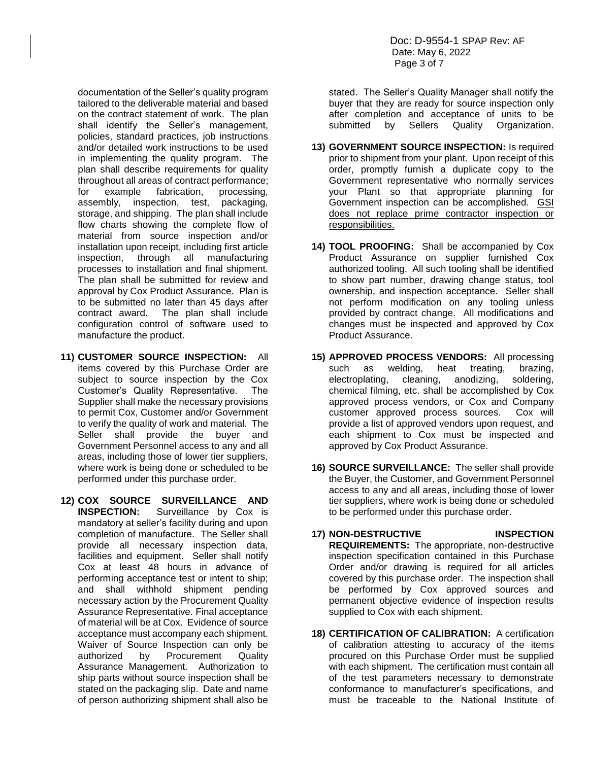documentation of the Seller's quality program tailored to the deliverable material and based on the contract statement of work. The plan shall identify the Seller's management, policies, standard practices, job instructions and/or detailed work instructions to be used in implementing the quality program. The plan shall describe requirements for quality throughout all areas of contract performance; for example fabrication, processing, assembly, inspection, test, packaging, storage, and shipping. The plan shall include flow charts showing the complete flow of material from source inspection and/or installation upon receipt, including first article inspection, through all manufacturing processes to installation and final shipment. The plan shall be submitted for review and approval by Cox Product Assurance. Plan is to be submitted no later than 45 days after contract award. The plan shall include configuration control of software used to manufacture the product.

11) **CUSTOMER SOURCE INSPECTION:** All items covered by this Purchase Order are subject to source inspection by the Cox Customer's Quality Representative. The Supplier shall make the necessary provisions to permit Cox, Customer and/or Government to verify the quality of work and material. The Seller shall provide the buyer and Government Personnel access to any and all areas, including those of lower tier suppliers, where work is being done or scheduled to be performed under this purchase order.

12) **COX SOURCE SURVEILLANCE AND INSPECTION:** Surveillance by Cox is mandatory at seller's facility during and upon completion of manufacture. The Seller shall provide all necessary inspection data, facilities and equipment. Seller shall notify Cox at least 48 hours in advance of performing acceptance test or intent to ship; and shall withhold shipment pending necessary action by the Procurement Quality Assurance Representative. Final acceptance of material will be at Cox. Evidence of source acceptance must accompany each shipment. Waiver of Source Inspection can only be authorized by Procurement Quality Assurance Management. Authorization to ship parts without source inspection shall be stated on the packaging slip. Date and name of person authorizing shipment shall also be stated. The Seller's Quality Manager shall notify the buyer that they are ready for source inspection only after completion and acceptance of units to be submitted by Sellers Quality Organization.

13) **GOVERNMENT SOURCE INSPECTION:** Is required prior to shipment from your plant. Upon receipt of this order, promptly furnish a duplicate copy to the Government representative who normally services your Plant so that appropriate planning for Government inspection can be accomplished. <u>GSI does not replace prime contractor inspection or responsibilities.</u>

14) **TOOL PROOFING:** Shall be accompanied by Cox Product Assurance on supplier furnished Cox authorized tooling. All such tooling shall be identified to show part number, drawing change status, tool ownership, and inspection acceptance. Seller shall not perform modification on any tooling unless provided by contract change. All modifications and changes must be inspected and approved by Cox Product Assurance.

15) **APPROVED PROCESS VENDORS:** All processing such as welding, heat treating, brazing, electroplating, cleaning, anodizing, soldering, chemical filming, etc. shall be accomplished by Cox approved process vendors, or Cox and Company customer approved process sources. Cox will provide a list of approved vendors upon request, and each shipment to Cox must be inspected and approved by Cox Product Assurance.

16) **SOURCE SURVEILLANCE:** The seller shall provide the Buyer, the Customer, and Government Personnel access to any and all areas, including those of lower tier suppliers, where work is being done or scheduled to be performed under this purchase order.

17) **NON-DESTRUCTIVE INSPECTION REQUIREMENTS:** The appropriate, non-destructive inspection specification contained in this Purchase Order and/or drawing is required for all articles covered by this purchase order. The inspection shall be performed by Cox approved sources and permanent objective evidence of inspection results supplied to Cox with each shipment.

18) **CERTIFICATION OF CALIBRATION:** A certification of calibration attesting to accuracy of the items procured on this Purchase Order must be supplied with each shipment. The certification must contain all of the test parameters necessary to demonstrate conformance to manufacturer's specifications, and must be traceable to the National Institute of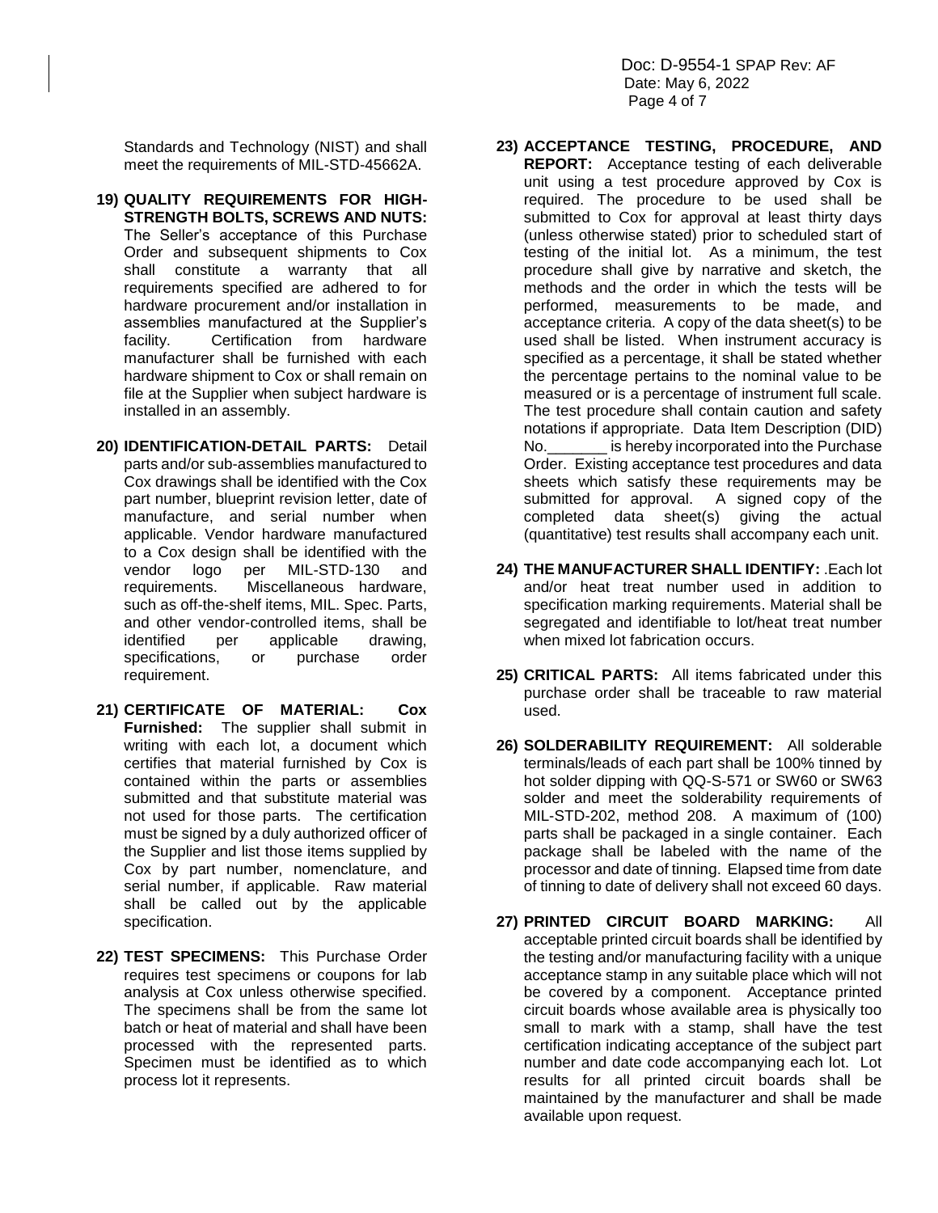Standards and Technology (NIST) and shall meet the requirements of MIL-STD-45662A.

19) **QUALITY REQUIREMENTS FOR HIGH-STRENGTH BOLTS, SCREWS AND NUTS:** The Seller's acceptance of this Purchase Order and subsequent shipments to Cox shall constitute a warranty that all requirements specified are adhered to for hardware procurement and/or installation in assemblies manufactured at the Supplier's facility. Certification from hardware manufacturer shall be furnished with each hardware shipment to Cox or shall remain on file at the Supplier when subject hardware is installed in an assembly.

20) **IDENTIFICATION-DETAIL PARTS:** Detail parts and/or sub-assemblies manufactured to Cox drawings shall be identified with the Cox part number, blueprint revision letter, date of manufacture, and serial number when applicable. Vendor hardware manufactured to a Cox design shall be identified with the vendor logo per MIL-STD-130 and requirements. Miscellaneous hardware, such as off-the-shelf items, MIL. Spec. Parts, and other vendor-controlled items, shall be identified per applicable drawing, specifications, or purchase order requirement.

21) **CERTIFICATE OF MATERIAL: Cox Furnished:** The supplier shall submit in writing with each lot, a document which certifies that material furnished by Cox is contained within the parts or assemblies submitted and that substitute material was not used for those parts. The certification must be signed by a duly authorized officer of the Supplier and list those items supplied by Cox by part number, nomenclature, and serial number, if applicable. Raw material shall be called out by the applicable specification.

22) **TEST SPECIMENS:** This Purchase Order requires test specimens or coupons for lab analysis at Cox unless otherwise specified. The specimens shall be from the same lot batch or heat of material and shall have been processed with the represented parts. Specimen must be identified as to which process lot it represents.

23) **ACCEPTANCE TESTING, PROCEDURE, AND REPORT:** Acceptance testing of each deliverable unit using a test procedure approved by Cox is required. The procedure to be used shall be submitted to Cox for approval at least thirty days (unless otherwise stated) prior to scheduled start of testing of the initial lot. As a minimum, the test procedure shall give by narrative and sketch, the methods and the order in which the tests will be performed, measurements to be made, and acceptance criteria. A copy of the data sheet(s) to be used shall be listed. When instrument accuracy is specified as a percentage, it shall be stated whether the percentage pertains to the nominal value to be measured or is a percentage of instrument full scale. The test procedure shall contain caution and safety notations if appropriate. Data Item Description (DID) No.\_\_\_\_\_\_\_ is hereby incorporated into the Purchase Order. Existing acceptance test procedures and data sheets which satisfy these requirements may be submitted for approval. A signed copy of the completed data sheet(s) giving the actual (quantitative) test results shall accompany each unit.

24) **THE MANUFACTURER SHALL IDENTIFY:** .Each lot and/or heat treat number used in addition to specification marking requirements. Material shall be segregated and identifiable to lot/heat treat number when mixed lot fabrication occurs.

25) **CRITICAL PARTS:** All items fabricated under this purchase order shall be traceable to raw material used.

26) **SOLDERABILITY REQUIREMENT:** All solderable terminals/leads of each part shall be 100% tinned by hot solder dipping with QQ-S-571 or SW60 or SW63 solder and meet the solderability requirements of MIL-STD-202, method 208. A maximum of (100) parts shall be packaged in a single container. Each package shall be labeled with the name of the processor and date of tinning. Elapsed time from date of tinning to date of delivery shall not exceed 60 days.

27) **PRINTED CIRCUIT BOARD MARKING:** All acceptable printed circuit boards shall be identified by the testing and/or manufacturing facility with a unique acceptance stamp in any suitable place which will not be covered by a component. Acceptance printed circuit boards whose available area is physically too small to mark with a stamp, shall have the test certification indicating acceptance of the subject part number and date code accompanying each lot. Lot results for all printed circuit boards shall be maintained by the manufacturer and shall be made available upon request.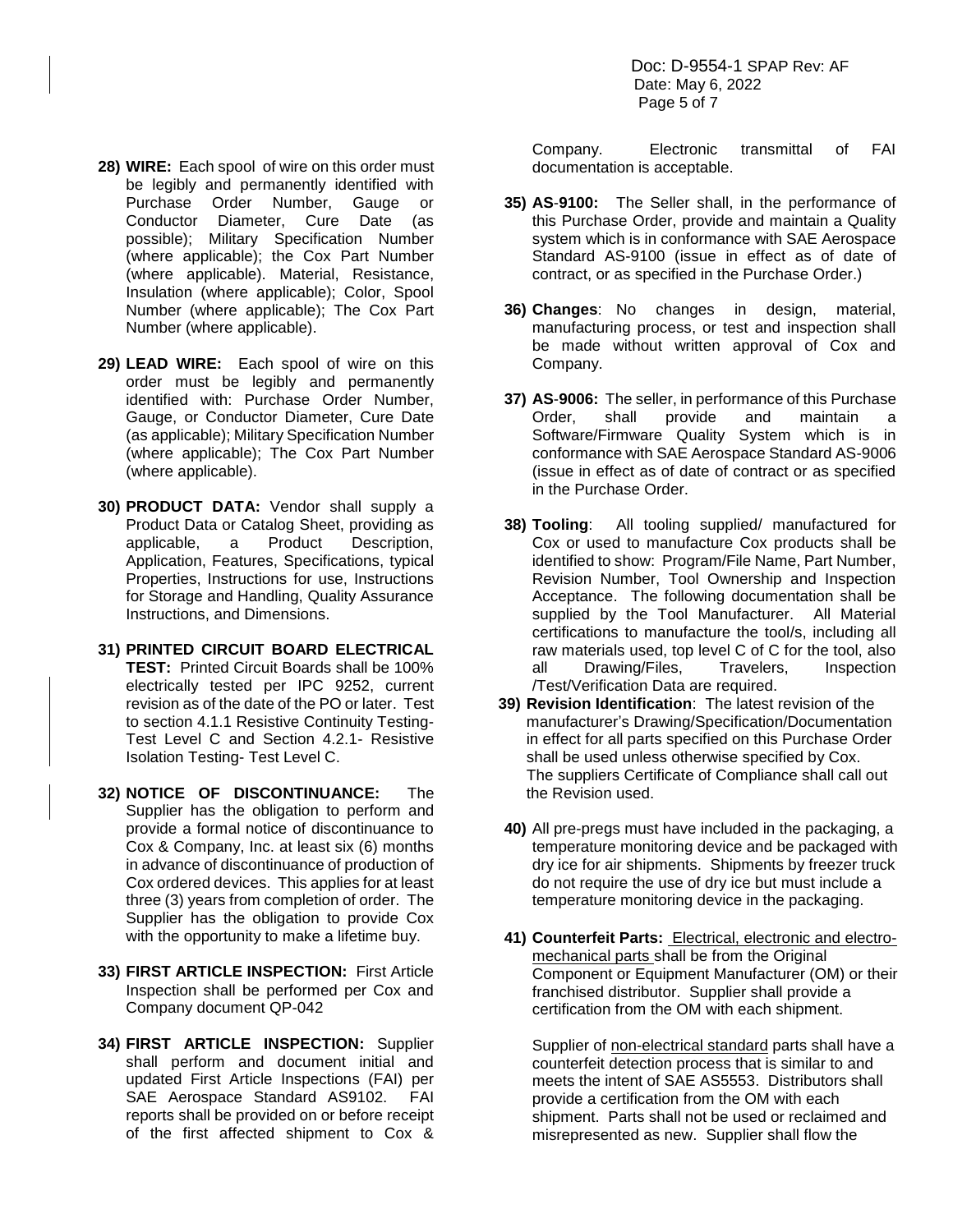**28) WIRE:** Each spool of wire on this order must be legibly and permanently identified with Purchase Order Number, Gauge or Conductor Diameter, Cure Date (as possible); Military Specification Number (where applicable); the Cox Part Number (where applicable). Material, Resistance, Insulation (where applicable); Color, Spool Number (where applicable); The Cox Part Number (where applicable).

**29) LEAD WIRE:** Each spool of wire on this order must be legibly and permanently identified with: Purchase Order Number, Gauge, or Conductor Diameter, Cure Date (as applicable); Military Specification Number (where applicable); The Cox Part Number (where applicable).

**30) PRODUCT DATA:** Vendor shall supply a Product Data or Catalog Sheet, providing as applicable, a Product Description, Application, Features, Specifications, typical Properties, Instructions for use, Instructions for Storage and Handling, Quality Assurance Instructions, and Dimensions.

**31) PRINTED CIRCUIT BOARD ELECTRICAL TEST:** Printed Circuit Boards shall be 100% electrically tested per IPC 9252, current revision as of the date of the PO or later. Test to section 4.1.1 Resistive Continuity Testing-Test Level C and Section 4.2.1- Resistive Isolation Testing- Test Level C.

**32) NOTICE OF DISCONTINUANCE:** The Supplier has the obligation to perform and provide a formal notice of discontinuance to Cox & Company, Inc. at least six (6) months in advance of discontinuance of production of Cox ordered devices. This applies for at least three (3) years from completion of order. The Supplier has the obligation to provide Cox with the opportunity to make a lifetime buy.

**33) FIRST ARTICLE INSPECTION:** First Article Inspection shall be performed per Cox and Company document QP-042

**34) FIRST ARTICLE INSPECTION:** Supplier shall perform and document initial and updated First Article Inspections (FAI) per SAE Aerospace Standard AS9102. FAI reports shall be provided on or before receipt of the first affected shipment to Cox & Company. Electronic transmittal of FAI documentation is acceptable.

**35) AS-9100:** The Seller shall, in the performance of this Purchase Order, provide and maintain a Quality system which is in conformance with SAE Aerospace Standard AS-9100 (issue in effect as of date of contract, or as specified in the Purchase Order.)

**36) Changes**: No changes in design, material, manufacturing process, or test and inspection shall be made without written approval of Cox and Company.

**37) AS-9006:** The seller, in performance of this Purchase Order, shall provide and maintain a Software/Firmware Quality System which is in conformance with SAE Aerospace Standard AS-9006 (issue in effect as of date of contract or as specified in the Purchase Order.

**38) Tooling**: All tooling supplied/ manufactured for Cox or used to manufacture Cox products shall be identified to show: Program/File Name, Part Number, Revision Number, Tool Ownership and Inspection Acceptance. The following documentation shall be supplied by the Tool Manufacturer. All Material certifications to manufacture the tool/s, including all raw materials used, top level C of C for the tool, also all Drawing/Files, Travelers, Inspection /Test/Verification Data are required.

**39) Revision Identification**: The latest revision of the manufacturer's Drawing/Specification/Documentation in effect for all parts specified on this Purchase Order shall be used unless otherwise specified by Cox. The suppliers Certificate of Compliance shall call out the Revision used.

**40)** All pre-pregs must have included in the packaging, a temperature monitoring device and be packaged with dry ice for air shipments. Shipments by freezer truck do not require the use of dry ice but must include a temperature monitoring device in the packaging.

**41) Counterfeit Parts:** Electrical, electronic and electro-mechanical parts shall be from the Original Component or Equipment Manufacturer (OM) or their franchised distributor. Supplier shall provide a certification from the OM with each shipment.

Supplier of non-electrical standard parts shall have a counterfeit detection process that is similar to and meets the intent of SAE AS5553. Distributors shall provide a certification from the OM with each shipment. Parts shall not be used or reclaimed and misrepresented as new. Supplier shall flow the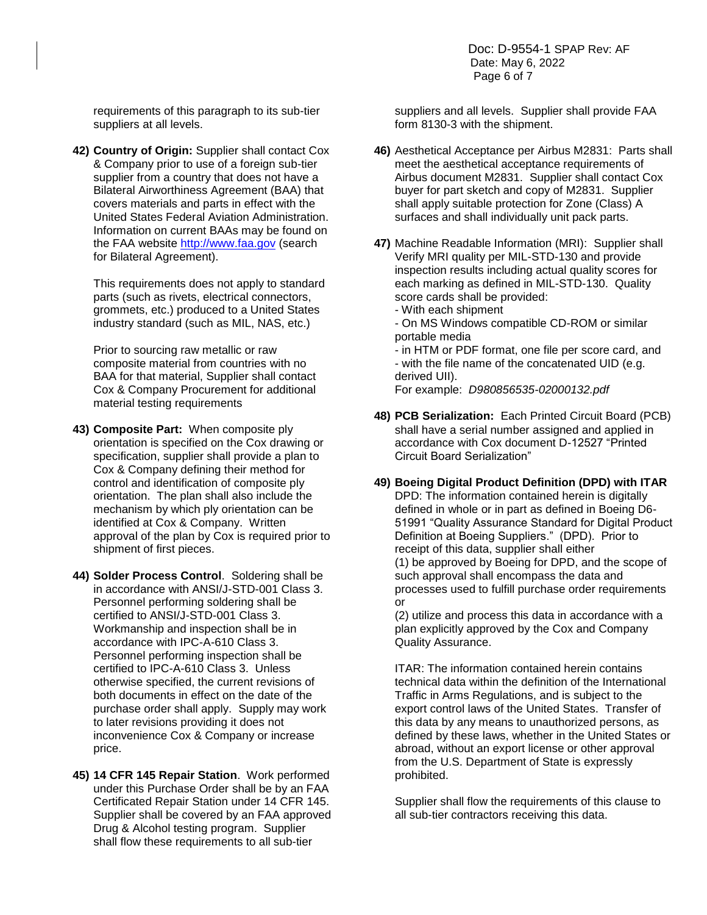requirements of this paragraph to its sub-tier suppliers at all levels.

**42) Country of Origin:** Supplier shall contact Cox & Company prior to use of a foreign sub-tier supplier from a country that does not have a Bilateral Airworthiness Agreement (BAA) that covers materials and parts in effect with the United States Federal Aviation Administration. Information on current BAAs may be found on the FAA website http://www.faa.gov (search for Bilateral Agreement).

This requirements does not apply to standard parts (such as rivets, electrical connectors, grommets, etc.) produced to a United States industry standard (such as MIL, NAS, etc.)

Prior to sourcing raw metallic or raw composite material from countries with no BAA for that material, Supplier shall contact Cox & Company Procurement for additional material testing requirements

**43) Composite Part:** When composite ply orientation is specified on the Cox drawing or specification, supplier shall provide a plan to Cox & Company defining their method for control and identification of composite ply orientation. The plan shall also include the mechanism by which ply orientation can be identified at Cox & Company. Written approval of the plan by Cox is required prior to shipment of first pieces.

**44) Solder Process Control**. Soldering shall be in accordance with ANSI/J-STD-001 Class 3. Personnel performing soldering shall be certified to ANSI/J-STD-001 Class 3. Workmanship and inspection shall be in accordance with IPC-A-610 Class 3. Personnel performing inspection shall be certified to IPC-A-610 Class 3. Unless otherwise specified, the current revisions of both documents in effect on the date of the purchase order shall apply. Supply may work to later revisions providing it does not inconvenience Cox & Company or increase price.

**45) 14 CFR 145 Repair Station**. Work performed under this Purchase Order shall be by an FAA Certificated Repair Station under 14 CFR 145. Supplier shall be covered by an FAA approved Drug & Alcohol testing program. Supplier shall flow these requirements to all sub-tier suppliers and all levels. Supplier shall provide FAA form 8130-3 with the shipment.

**46)** Aesthetical Acceptance per Airbus M2831: Parts shall meet the aesthetical acceptance requirements of Airbus document M2831. Supplier shall contact Cox buyer for part sketch and copy of M2831. Supplier shall apply suitable protection for Zone (Class) A surfaces and shall individually unit pack parts.

**47)** Machine Readable Information (MRI): Supplier shall Verify MRI quality per MIL-STD-130 and provide inspection results including actual quality scores for each marking as defined in MIL-STD-130. Quality score cards shall be provided:
- With each shipment
- On MS Windows compatible CD-ROM or similar portable media
- in HTM or PDF format, one file per score card, and
- with the file name of the concatenated UID (e.g. derived UII).

For example: *D980856535-02000132.pdf*

**48) PCB Serialization:** Each Printed Circuit Board (PCB) shall have a serial number assigned and applied in accordance with Cox document D-12527 "Printed Circuit Board Serialization"

**49) Boeing Digital Product Definition (DPD) with ITAR**

DPD: The information contained herein is digitally defined in whole or in part as defined in Boeing D6-51991 "Quality Assurance Standard for Digital Product Definition at Boeing Suppliers." (DPD). Prior to receipt of this data, supplier shall either
(1) be approved by Boeing for DPD, and the scope of such approval shall encompass the data and processes used to fulfill purchase order requirements or
(2) utilize and process this data in accordance with a plan explicitly approved by the Cox and Company Quality Assurance.

ITAR: The information contained herein contains technical data within the definition of the International Traffic in Arms Regulations, and is subject to the export control laws of the United States. Transfer of this data by any means to unauthorized persons, as defined by these laws, whether in the United States or abroad, without an export license or other approval from the U.S. Department of State is expressly prohibited.

Supplier shall flow the requirements of this clause to all sub-tier contractors receiving this data.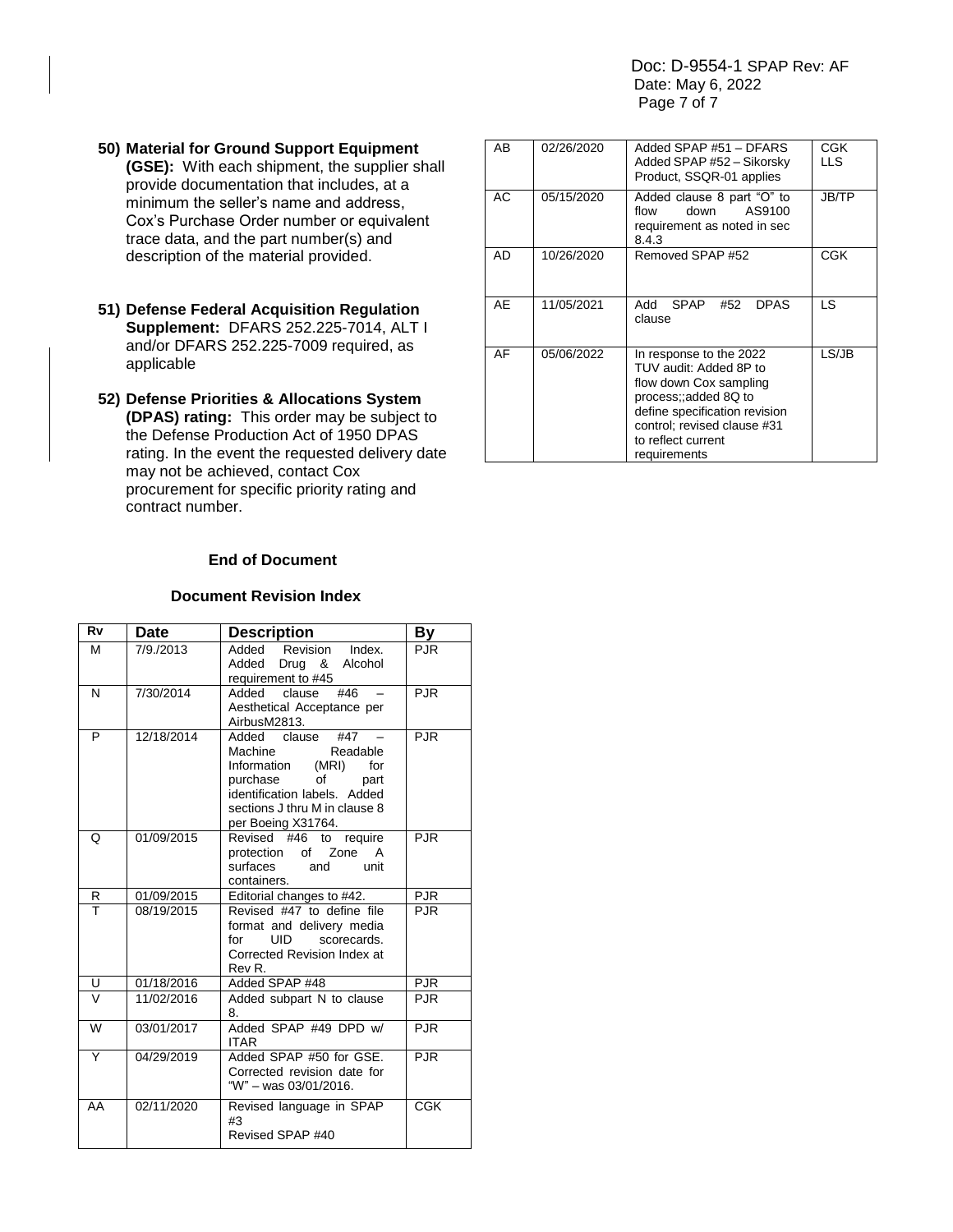**50) Material for Ground Support Equipment (GSE):** With each shipment, the supplier shall provide documentation that includes, at a minimum the seller's name and address, Cox's Purchase Order number or equivalent trace data, and the part number(s) and description of the material provided.

**51) Defense Federal Acquisition Regulation Supplement:** DFARS 252.225-7014, ALT I and/or DFARS 252.225-7009 required, as applicable

**52) Defense Priorities & Allocations System (DPAS) rating:** This order may be subject to the Defense Production Act of 1950 DPAS rating. In the event the requested delivery date may not be achieved, contact Cox procurement for specific priority rating and contract number.

**End of Document**

**Document Revision Index**

| Rv | Date | Description | By |
|---|---|---|---|
| M | 7/9./2013 | Added Revision Index. Added Drug & Alcohol requirement to #45 | PJR |
| N | 7/30/2014 | Added clause #46 – Aesthetical Acceptance per AirbusM2813. | PJR |
| P | 12/18/2014 | Added clause #47 – Machine Readable Information (MRI) for purchase of part identification labels. Added sections J thru M in clause 8 per Boeing X31764. | PJR |
| Q | 01/09/2015 | Revised #46 to require protection of Zone A surfaces and unit containers. | PJR |
| R | 01/09/2015 | Editorial changes to #42. | PJR |
| T | 08/19/2015 | Revised #47 to define file format and delivery media for UID scorecards. Corrected Revision Index at Rev R. | PJR |
| U | 01/18/2016 | Added SPAP #48 | PJR |
| V | 11/02/2016 | Added subpart N to clause 8. | PJR |
| W | 03/01/2017 | Added SPAP #49 DPD w/ ITAR | PJR |
| Y | 04/29/2019 | Added SPAP #50 for GSE. Corrected revision date for "W" – was 03/01/2016. | PJR |
| AA | 02/11/2020 | Revised language in SPAP #3<br>Revised SPAP #40 | CGK |
| AB | 02/26/2020 | Added SPAP #51 – DFARS<br>Added SPAP #52 – Sikorsky Product, SSQR-01 applies | CGK<br>LLS |
| AC | 05/15/2020 | Added clause 8 part "O" to flow down AS9100 requirement as noted in sec 8.4.3 | JB/TP |
| AD | 10/26/2020 | Removed SPAP #52 | CGK |
| AE | 11/05/2021 | Add SPAP #52 DPAS clause | LS |
| AF | 05/06/2022 | In response to the 2022 TUV audit: Added 8P to flow down Cox sampling process;;added 8Q to define specification revision control; revised clause #31 to reflect current requirements | LS/JB |